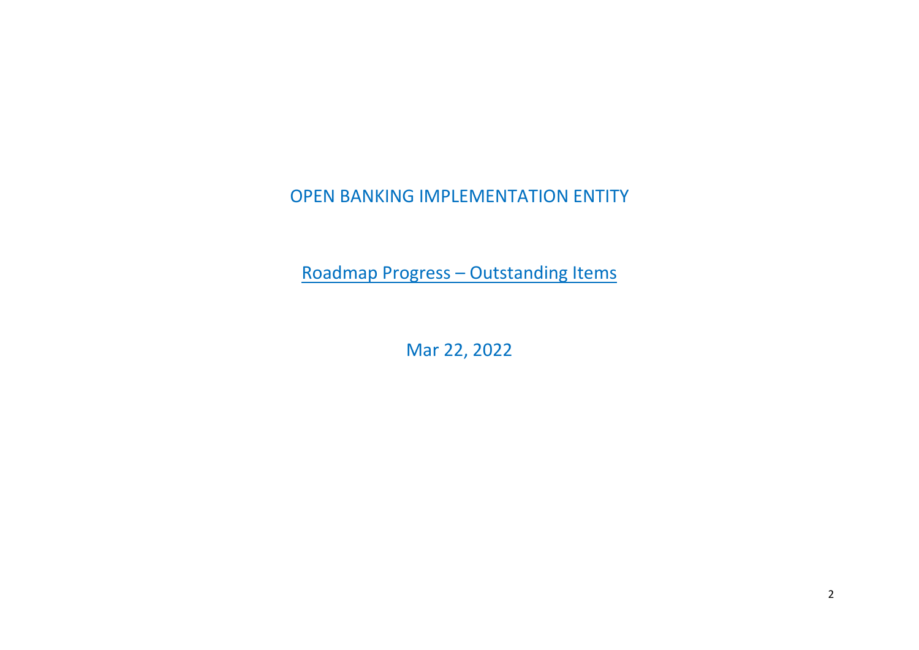# OPEN BANKING IMPLEMENTATION ENTITY

## Roadmap Progress – Outstanding Items

Mar 22, 2022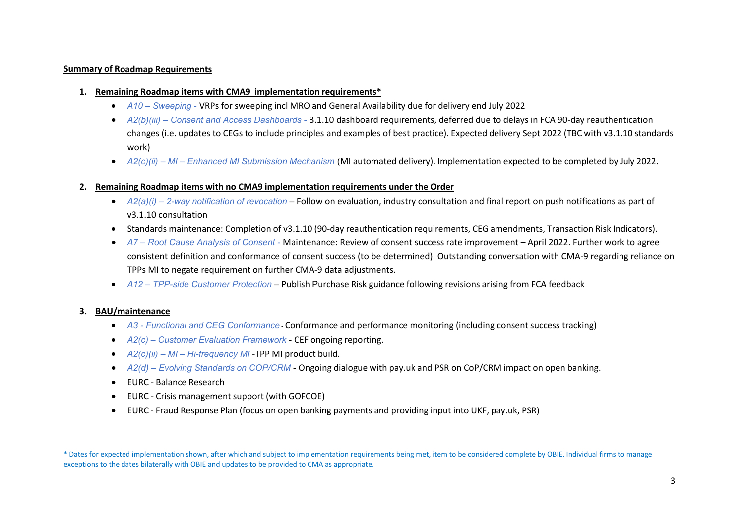**Summary of Roadmap Requirements**

1. **Remaining Roadmap items with CMA9 implementation requirements***
   - *A10 – Sweeping -* VRPs for sweeping incl MRO and General Availability due for delivery end July 2022
   - *A2(b)(iii) – Consent and Access Dashboards -* 3.1.10 dashboard requirements, deferred due to delays in FCA 90-day reauthentication changes (i.e. updates to CEGs to include principles and examples of best practice). Expected delivery Sept 2022 (TBC with v3.1.10 standards work)
   - *A2(c)(ii) – MI – Enhanced MI Submission Mechanism* (MI automated delivery). Implementation expected to be completed by July 2022.

2. **Remaining Roadmap items with no CMA9 implementation requirements under the Order**
   - *A2(a)(i) – 2-way notification of revocation* – Follow on evaluation, industry consultation and final report on push notifications as part of v3.1.10 consultation
   - Standards maintenance: Completion of v3.1.10 (90-day reauthentication requirements, CEG amendments, Transaction Risk Indicators).
   - *A7 – Root Cause Analysis of Consent -* Maintenance: Review of consent success rate improvement – April 2022. Further work to agree consistent definition and conformance of consent success (to be determined). Outstanding conversation with CMA-9 regarding reliance on TPPs MI to negate requirement on further CMA-9 data adjustments.
   - *A12 – TPP-side Customer Protection* – Publish Purchase Risk guidance following revisions arising from FCA feedback

3. **BAU/maintenance**
   - *A3 - Functional and CEG Conformance -* Conformance and performance monitoring (including consent success tracking)
   - *A2(c) – Customer Evaluation Framework* - CEF ongoing reporting.
   - *A2(c)(ii) – MI – Hi-frequency MI* -TPP MI product build.
   - *A2(d) – Evolving Standards on COP/CRM* - Ongoing dialogue with pay.uk and PSR on CoP/CRM impact on open banking.
   - EURC - Balance Research
   - EURC - Crisis management support (with GOFCOE)
   - EURC - Fraud Response Plan (focus on open banking payments and providing input into UKF, pay.uk, PSR)

\* Dates for expected implementation shown, after which and subject to implementation requirements being met, item to be considered complete by OBIE. Individual firms to manage exceptions to the dates bilaterally with OBIE and updates to be provided to CMA as appropriate.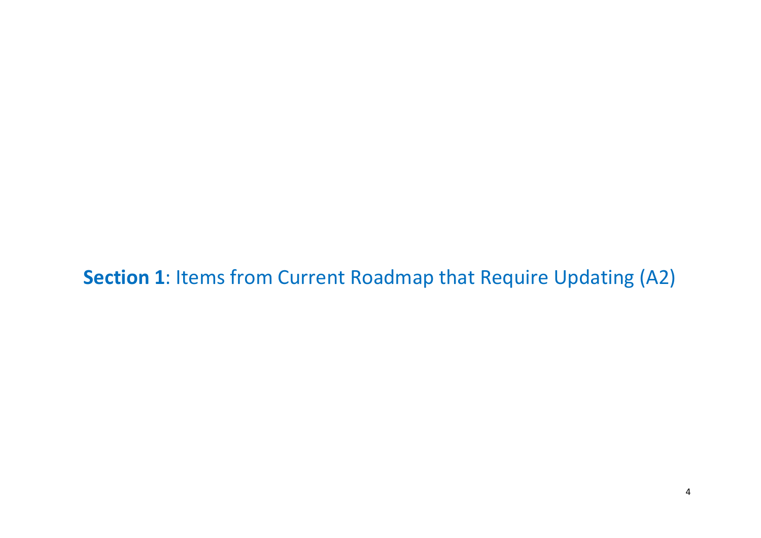# **Section 1**: Items from Current Roadmap that Require Updating (A2)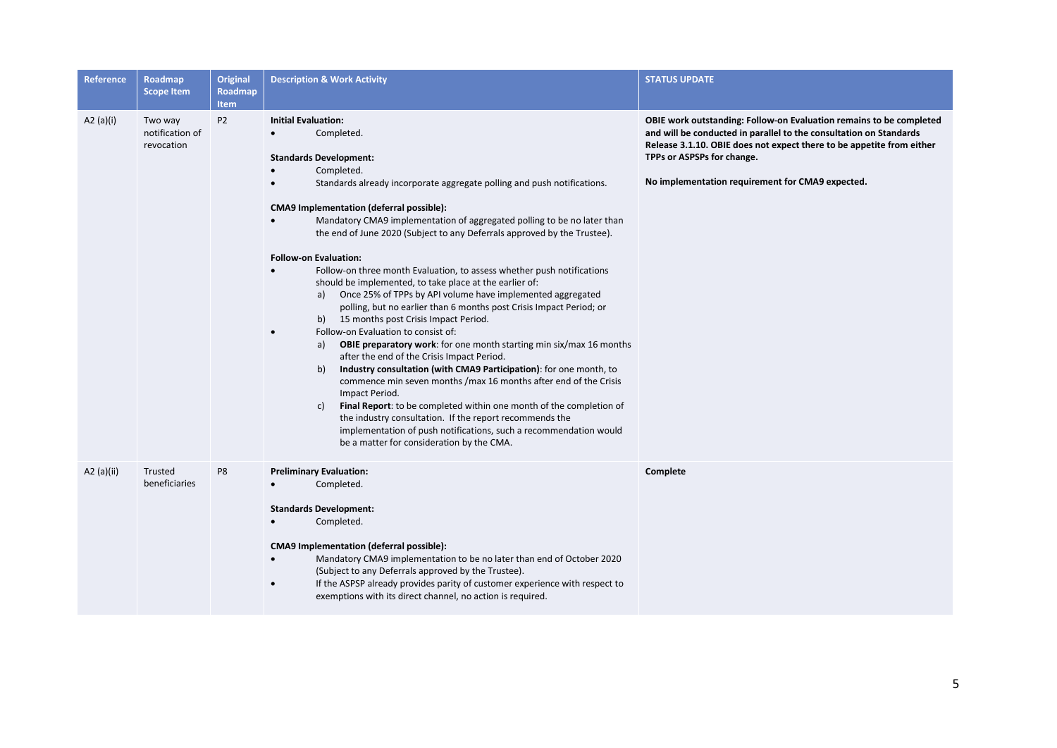| Reference | Roadmap Scope Item | Original Roadmap Item | Description & Work Activity | STATUS UPDATE |
|---|---|---|---|---|
| A2 (a)(i) | Two way notification of revocation | P2 | **Initial Evaluation:**<br>• Completed.<br><br>**Standards Development:**<br>• Completed.<br>• Standards already incorporate aggregate polling and push notifications.<br><br>**CMA9 Implementation (deferral possible):**<br>• Mandatory CMA9 implementation of aggregated polling to be no later than the end of June 2020 (Subject to any Deferrals approved by the Trustee).<br><br>**Follow-on Evaluation:**<br>• Follow-on three month Evaluation, to assess whether push notifications should be implemented, to take place at the earlier of:<br>a) Once 25% of TPPs by API volume have implemented aggregated polling, but no earlier than 6 months post Crisis Impact Period; or<br>b) 15 months post Crisis Impact Period.<br>• Follow-on Evaluation to consist of:<br>a) **OBIE preparatory work**: for one month starting min six/max 16 months after the end of the Crisis Impact Period.<br>b) **Industry consultation (with CMA9 Participation)**: for one month, to commence min seven months /max 16 months after end of the Crisis Impact Period.<br>c) **Final Report**: to be completed within one month of the completion of the industry consultation. If the report recommends the implementation of push notifications, such a recommendation would be a matter for consideration by the CMA. | **OBIE work outstanding: Follow-on Evaluation remains to be completed and will be conducted in parallel to the consultation on Standards Release 3.1.10. OBIE does not expect there to be appetite from either TPPs or ASPSPs for change.**<br><br>**No implementation requirement for CMA9 expected.** |
| A2 (a)(ii) | Trusted beneficiaries | P8 | **Preliminary Evaluation:**<br>• Completed.<br><br>**Standards Development:**<br>• Completed.<br><br>**CMA9 Implementation (deferral possible):**<br>• Mandatory CMA9 implementation to be no later than end of October 2020 (Subject to any Deferrals approved by the Trustee).<br>• If the ASPSP already provides parity of customer experience with respect to exemptions with its direct channel, no action is required. | **Complete** |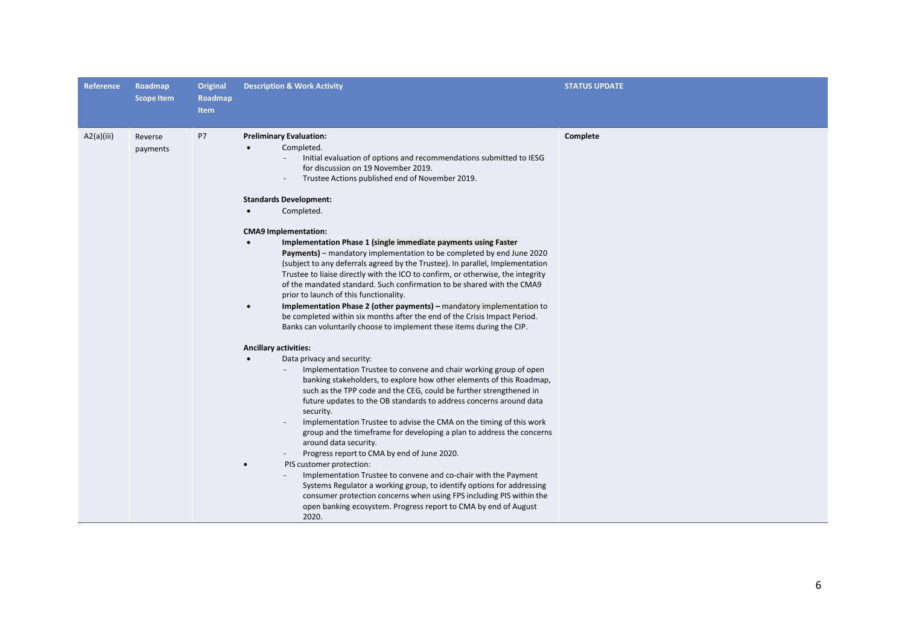| Reference | Roadmap Scope Item | Original Roadmap Item | Description & Work Activity | STATUS UPDATE |
|---|---|---|---|---|
| A2(a)(iii) | Reverse payments | P7 | **Preliminary Evaluation:**<br>• Completed.<br>- Initial evaluation of options and recommendations submitted to IESG for discussion on 19 November 2019.<br>- Trustee Actions published end of November 2019.<br><br>**Standards Development:**<br>• Completed.<br><br>**CMA9 Implementation:**<br>• **Implementation Phase 1 (single immediate payments using Faster Payments)** – mandatory implementation to be completed by end June 2020 (subject to any deferrals agreed by the Trustee). In parallel, Implementation Trustee to liaise directly with the ICO to confirm, or otherwise, the integrity of the mandated standard. Such confirmation to be shared with the CMA9 prior to launch of this functionality.<br>• **Implementation Phase 2 (other payments) –** mandatory implementation to be completed within six months after the end of the Crisis Impact Period. Banks can voluntarily choose to implement these items during the CIP.<br><br>**Ancillary activities:**<br>• Data privacy and security:<br>- Implementation Trustee to convene and chair working group of open banking stakeholders, to explore how other elements of this Roadmap, such as the TPP code and the CEG, could be further strengthened in future updates to the OB standards to address concerns around data security.<br>- Implementation Trustee to advise the CMA on the timing of this work group and the timeframe for developing a plan to address the concerns around data security.<br>- Progress report to CMA by end of June 2020.<br>• PIS customer protection:<br>- Implementation Trustee to convene and co-chair with the Payment Systems Regulator a working group, to identify options for addressing consumer protection concerns when using FPS including PIS within the open banking ecosystem. Progress report to CMA by end of August 2020. | **Complete** |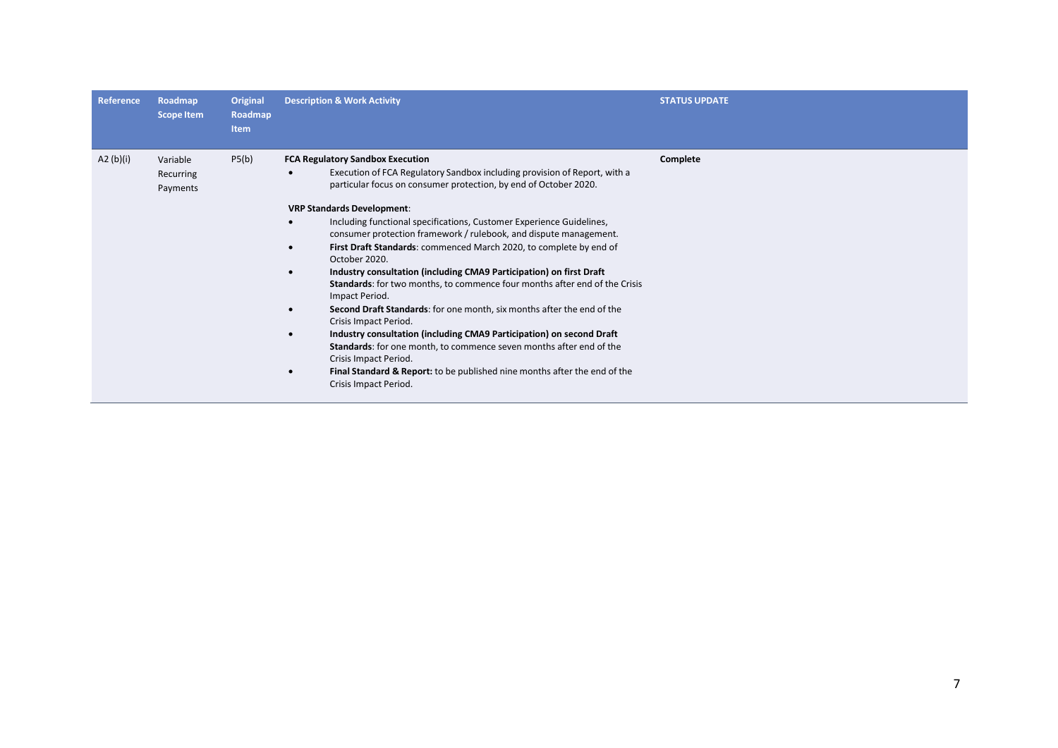| Reference | Roadmap Scope Item | Original Roadmap Item | Description & Work Activity | STATUS UPDATE |
|---|---|---|---|---|
| A2 (b)(i) | Variable Recurring Payments | P5(b) | **FCA Regulatory Sandbox Execution**<br>• Execution of FCA Regulatory Sandbox including provision of Report, with a particular focus on consumer protection, by end of October 2020.<br><br>**VRP Standards Development**:<br>• Including functional specifications, Customer Experience Guidelines, consumer protection framework / rulebook, and dispute management.<br>• **First Draft Standards**: commenced March 2020, to complete by end of October 2020.<br>• **Industry consultation (including CMA9 Participation) on first Draft Standards**: for two months, to commence four months after end of the Crisis Impact Period.<br>• **Second Draft Standards**: for one month, six months after the end of the Crisis Impact Period.<br>• **Industry consultation (including CMA9 Participation) on second Draft Standards**: for one month, to commence seven months after end of the Crisis Impact Period.<br>• **Final Standard & Report:** to be published nine months after the end of the Crisis Impact Period. | **Complete** |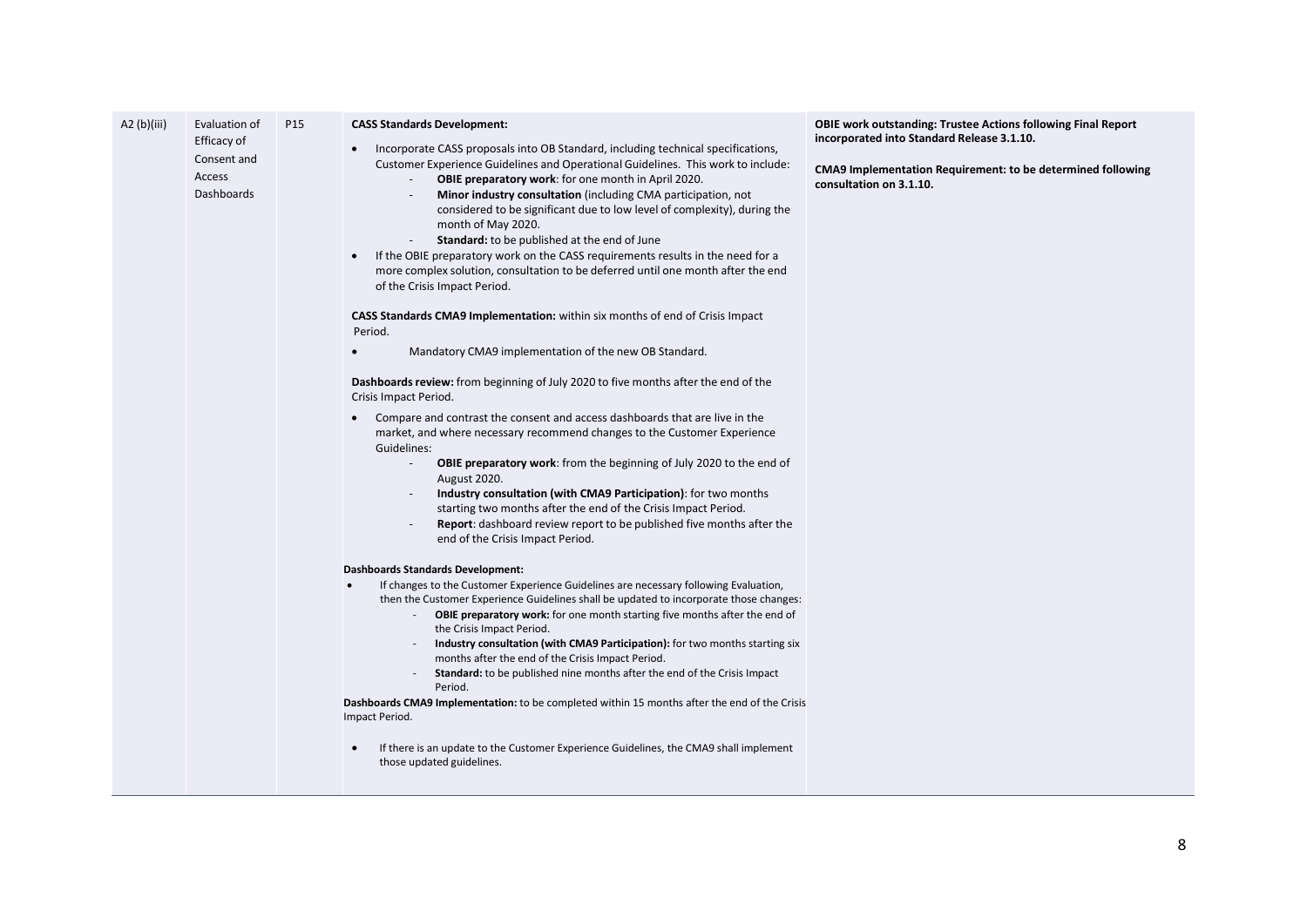| A2 (b)(iii) | Evaluation of Efficacy of Consent and Access Dashboards | P15 | **CASS Standards Development:**<br>• Incorporate CASS proposals into OB Standard, including technical specifications, Customer Experience Guidelines and Operational Guidelines. This work to include:<br>- **OBIE preparatory work**: for one month in April 2020.<br>- **Minor industry consultation** (including CMA participation, not considered to be significant due to low level of complexity), during the month of May 2020.<br>- **Standard:** to be published at the end of June<br>• If the OBIE preparatory work on the CASS requirements results in the need for a more complex solution, consultation to be deferred until one month after the end of the Crisis Impact Period.<br><br>**CASS Standards CMA9 Implementation:** within six months of end of Crisis Impact Period.<br>• Mandatory CMA9 implementation of the new OB Standard.<br><br>**Dashboards review:** from beginning of July 2020 to five months after the end of the Crisis Impact Period.<br>• Compare and contrast the consent and access dashboards that are live in the market, and where necessary recommend changes to the Customer Experience Guidelines:<br>- **OBIE preparatory work**: from the beginning of July 2020 to the end of August 2020.<br>- **Industry consultation (with CMA9 Participation)**: for two months starting two months after the end of the Crisis Impact Period.<br>- **Report**: dashboard review report to be published five months after the end of the Crisis Impact Period.<br><br>**Dashboards Standards Development:**<br>• If changes to the Customer Experience Guidelines are necessary following Evaluation, then the Customer Experience Guidelines shall be updated to incorporate those changes:<br>- **OBIE preparatory work:** for one month starting five months after the end of the Crisis Impact Period.<br>- **Industry consultation (with CMA9 Participation):** for two months starting six months after the end of the Crisis Impact Period.<br>- **Standard:** to be published nine months after the end of the Crisis Impact Period.<br>**Dashboards CMA9 Implementation:** to be completed within 15 months after the end of the Crisis Impact Period.<br>• If there is an update to the Customer Experience Guidelines, the CMA9 shall implement those updated guidelines. | **OBIE work outstanding: Trustee Actions following Final Report incorporated into Standard Release 3.1.10.**<br><br>**CMA9 Implementation Requirement: to be determined following consultation on 3.1.10.** |
|---|---|---|---|---|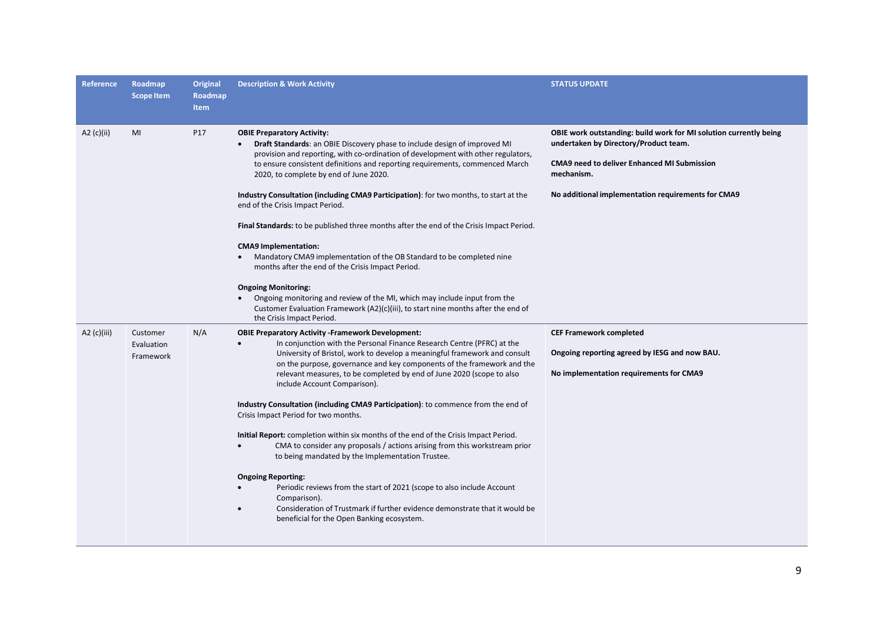| Reference | Roadmap Scope Item | Original Roadmap Item | Description & Work Activity | STATUS UPDATE |
|---|---|---|---|---|
| A2 (c)(ii) | MI | P17 | **OBIE Preparatory Activity:**<br>• **Draft Standards**: an OBIE Discovery phase to include design of improved MI provision and reporting, with co-ordination of development with other regulators, to ensure consistent definitions and reporting requirements, commenced March 2020, to complete by end of June 2020.<br><br>**Industry Consultation (including CMA9 Participation)**: for two months, to start at the end of the Crisis Impact Period.<br><br>**Final Standards:** to be published three months after the end of the Crisis Impact Period.<br><br>**CMA9 Implementation:**<br>• Mandatory CMA9 implementation of the OB Standard to be completed nine months after the end of the Crisis Impact Period.<br><br>**Ongoing Monitoring:**<br>• Ongoing monitoring and review of the MI, which may include input from the Customer Evaluation Framework (A2)(c)(iii), to start nine months after the end of the Crisis Impact Period. | **OBIE work outstanding: build work for MI solution currently being undertaken by Directory/Product team.**<br><br>**CMA9 need to deliver Enhanced MI Submission mechanism.**<br><br>**No additional implementation requirements for CMA9** |
| A2 (c)(iii) | Customer Evaluation Framework | N/A | **OBIE Preparatory Activity -Framework Development:**<br>• In conjunction with the Personal Finance Research Centre (PFRC) at the University of Bristol, work to develop a meaningful framework and consult on the purpose, governance and key components of the framework and the relevant measures, to be completed by end of June 2020 (scope to also include Account Comparison).<br><br>**Industry Consultation (including CMA9 Participation)**: to commence from the end of Crisis Impact Period for two months.<br><br>**Initial Report:** completion within six months of the end of the Crisis Impact Period.<br>• CMA to consider any proposals / actions arising from this workstream prior to being mandated by the Implementation Trustee.<br><br>**Ongoing Reporting:**<br>• Periodic reviews from the start of 2021 (scope to also include Account Comparison).<br>• Consideration of Trustmark if further evidence demonstrate that it would be beneficial for the Open Banking ecosystem. | **CEF Framework completed**<br><br>**Ongoing reporting agreed by IESG and now BAU.**<br><br>**No implementation requirements for CMA9** |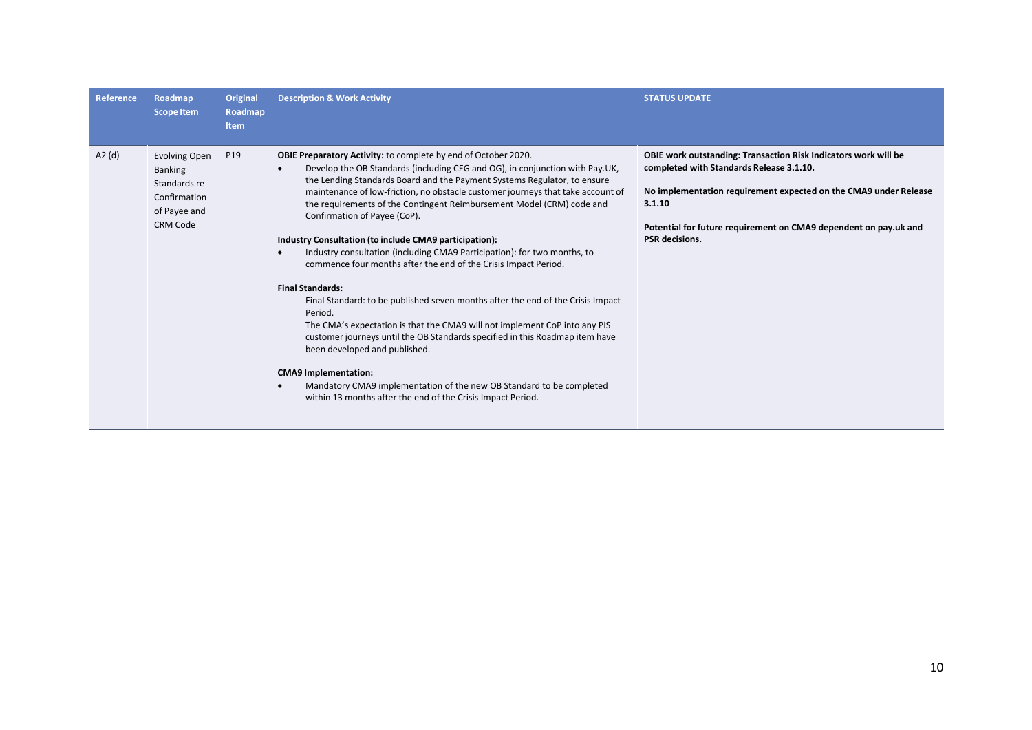| Reference | Roadmap Scope Item | Original Roadmap Item | Description & Work Activity | STATUS UPDATE |
| --- | --- | --- | --- | --- |
| A2 (d) | Evolving Open Banking Standards re Confirmation of Payee and CRM Code | P19 | **OBIE Preparatory Activity:** to complete by end of October 2020.<br>• Develop the OB Standards (including CEG and OG), in conjunction with Pay.UK, the Lending Standards Board and the Payment Systems Regulator, to ensure maintenance of low-friction, no obstacle customer journeys that take account of the requirements of the Contingent Reimbursement Model (CRM) code and Confirmation of Payee (CoP).<br><br>**Industry Consultation (to include CMA9 participation):**<br>• Industry consultation (including CMA9 Participation): for two months, to commence four months after the end of the Crisis Impact Period.<br><br>**Final Standards:**<br>Final Standard: to be published seven months after the end of the Crisis Impact Period.<br>The CMA's expectation is that the CMA9 will not implement CoP into any PIS customer journeys until the OB Standards specified in this Roadmap item have been developed and published.<br><br>**CMA9 Implementation:**<br>• Mandatory CMA9 implementation of the new OB Standard to be completed within 13 months after the end of the Crisis Impact Period. | **OBIE work outstanding: Transaction Risk Indicators work will be completed with Standards Release 3.1.10.**<br><br>**No implementation requirement expected on the CMA9 under Release 3.1.10**<br><br>**Potential for future requirement on CMA9 dependent on pay.uk and PSR decisions.** |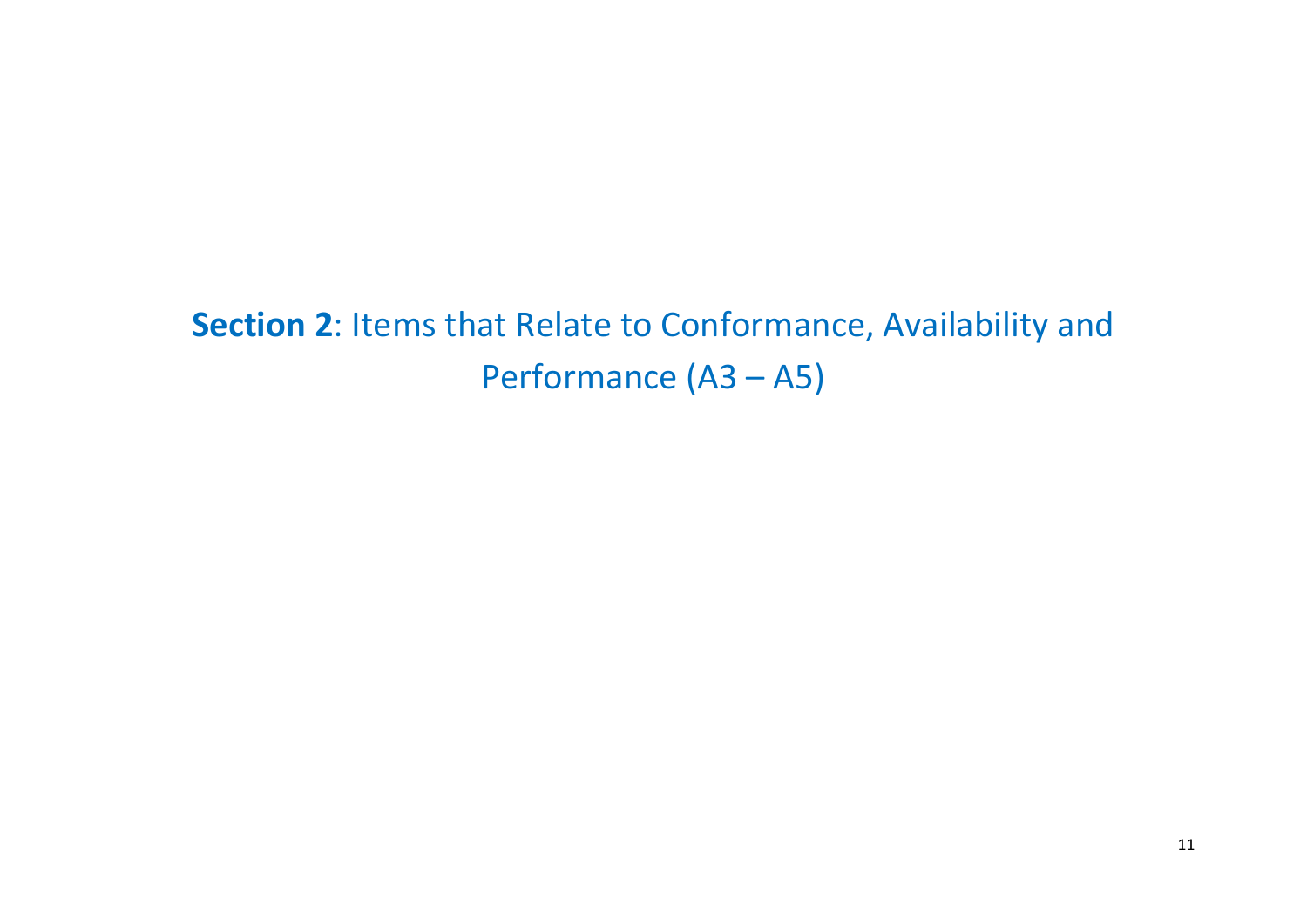# **Section 2**: Items that Relate to Conformance, Availability and Performance (A3 – A5)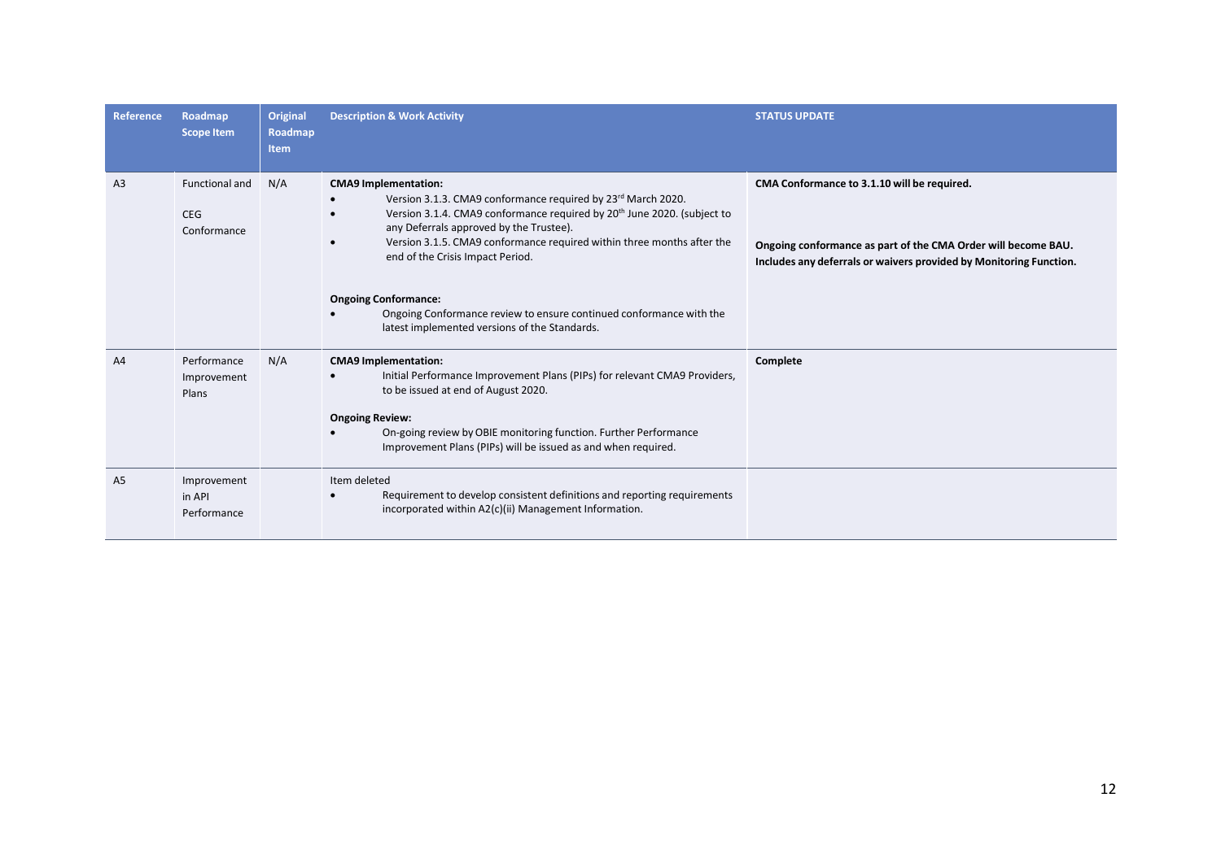| Reference | Roadmap Scope Item | Original Roadmap Item | Description & Work Activity | STATUS UPDATE |
|---|---|---|---|---|
| A3 | Functional and CEG Conformance | N/A | **CMA9 Implementation:**<br>• Version 3.1.3. CMA9 conformance required by 23rd March 2020.<br>• Version 3.1.4. CMA9 conformance required by 20th June 2020. (subject to any Deferrals approved by the Trustee).<br>• Version 3.1.5. CMA9 conformance required within three months after the end of the Crisis Impact Period.<br><br>**Ongoing Conformance:**<br>• Ongoing Conformance review to ensure continued conformance with the latest implemented versions of the Standards. | **CMA Conformance to 3.1.10 will be required.**<br><br>**Ongoing conformance as part of the CMA Order will become BAU. Includes any deferrals or waivers provided by Monitoring Function.** |
| A4 | Performance Improvement Plans | N/A | **CMA9 Implementation:**<br>• Initial Performance Improvement Plans (PIPs) for relevant CMA9 Providers, to be issued at end of August 2020.<br><br>**Ongoing Review:**<br>• On-going review by OBIE monitoring function. Further Performance Improvement Plans (PIPs) will be issued as and when required. | **Complete** |
| A5 | Improvement in API Performance | | Item deleted<br>• Requirement to develop consistent definitions and reporting requirements incorporated within A2(c)(ii) Management Information. | |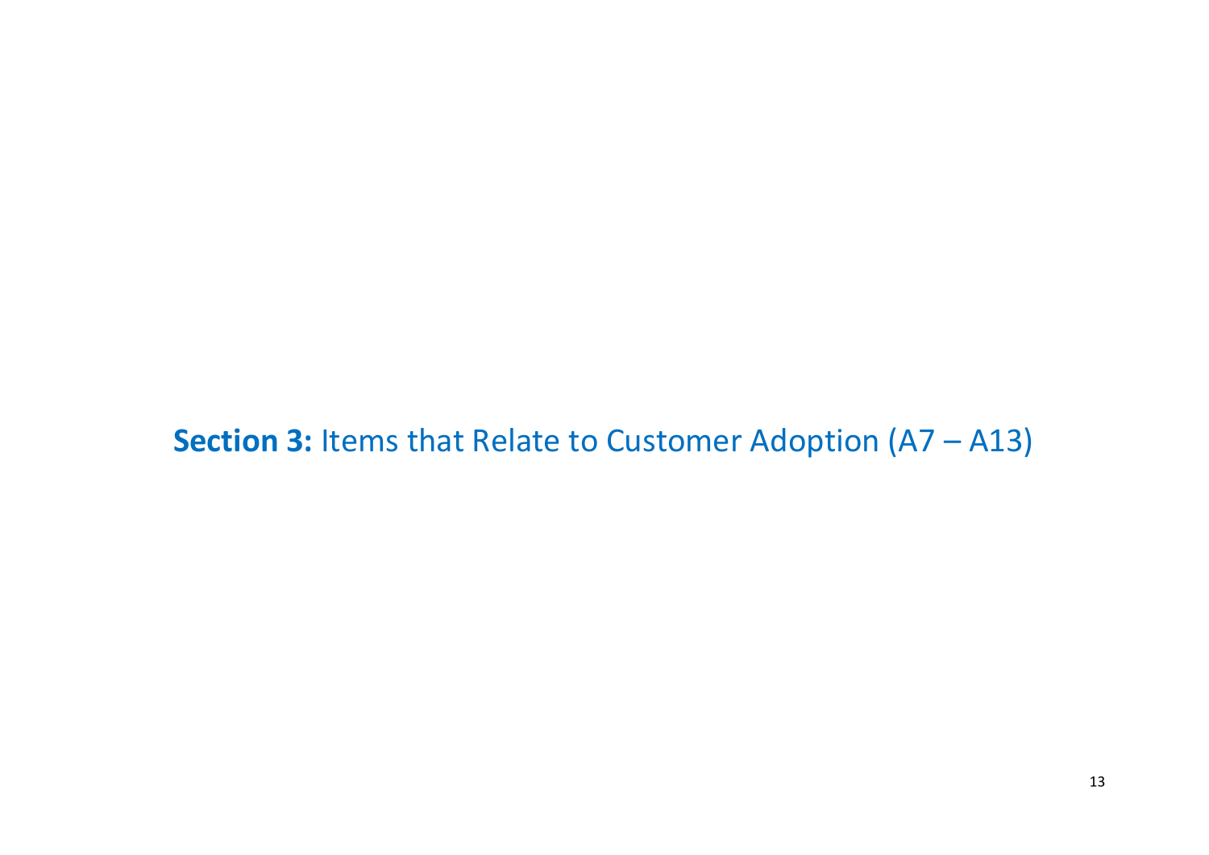## **Section 3:** Items that Relate to Customer Adoption (A7 – A13)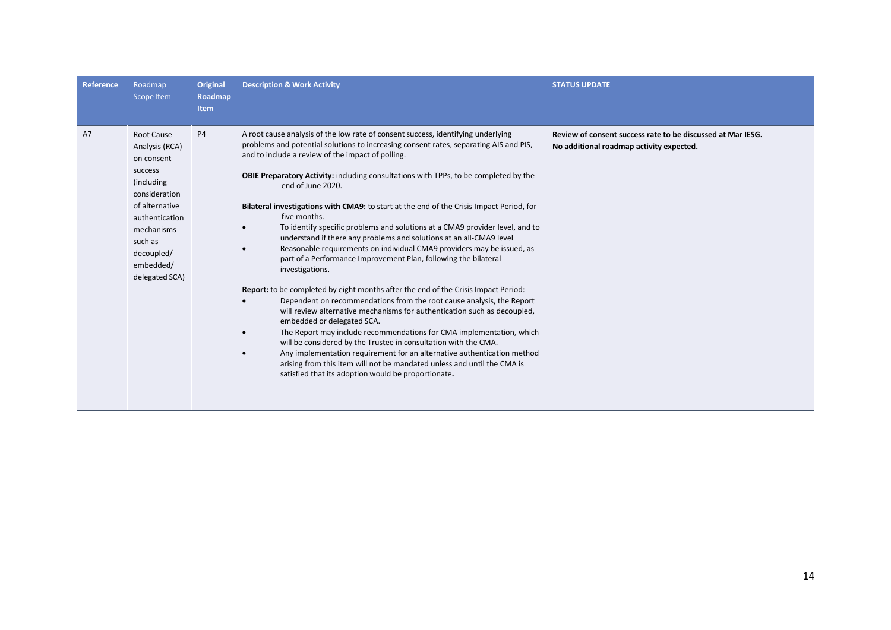| Reference | Roadmap Scope Item | Original Roadmap Item | Description & Work Activity | STATUS UPDATE |
|---|---|---|---|---|
| A7 | Root Cause Analysis (RCA) on consent success (including consideration of alternative authentication mechanisms such as decoupled/ embedded/ delegated SCA) | P4 | A root cause analysis of the low rate of consent success, identifying underlying problems and potential solutions to increasing consent rates, separating AIS and PIS, and to include a review of the impact of polling.<br><br>**OBIE Preparatory Activity:** including consultations with TPPs, to be completed by the end of June 2020.<br><br>**Bilateral investigations with CMA9:** to start at the end of the Crisis Impact Period, for five months.<br>• To identify specific problems and solutions at a CMA9 provider level, and to understand if there any problems and solutions at an all-CMA9 level<br>• Reasonable requirements on individual CMA9 providers may be issued, as part of a Performance Improvement Plan, following the bilateral investigations.<br><br>**Report:** to be completed by eight months after the end of the Crisis Impact Period:<br>• Dependent on recommendations from the root cause analysis, the Report will review alternative mechanisms for authentication such as decoupled, embedded or delegated SCA.<br>• The Report may include recommendations for CMA implementation, which will be considered by the Trustee in consultation with the CMA.<br>• Any implementation requirement for an alternative authentication method arising from this item will not be mandated unless and until the CMA is satisfied that its adoption would be proportionate. | **Review of consent success rate to be discussed at Mar IESG.**<br>**No additional roadmap activity expected.** |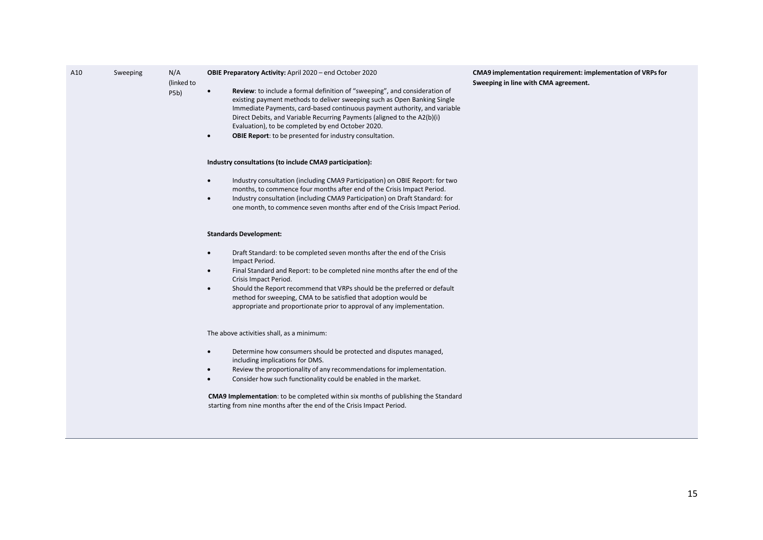| | | | | |
|---|---|---|---|---|
| A10 | Sweeping | N/A (linked to P5b) | **OBIE Preparatory Activity:** April 2020 – end October 2020<br><br>• **Review**: to include a formal definition of "sweeping", and consideration of existing payment methods to deliver sweeping such as Open Banking Single Immediate Payments, card-based continuous payment authority, and variable Direct Debits, and Variable Recurring Payments (aligned to the A2(b)(i) Evaluation), to be completed by end October 2020.<br>• **OBIE Report**: to be presented for industry consultation.<br><br>**Industry consultations (to include CMA9 participation):**<br><br>• Industry consultation (including CMA9 Participation) on OBIE Report: for two months, to commence four months after end of the Crisis Impact Period.<br>• Industry consultation (including CMA9 Participation) on Draft Standard: for one month, to commence seven months after end of the Crisis Impact Period.<br><br>**Standards Development:**<br><br>• Draft Standard: to be completed seven months after the end of the Crisis Impact Period.<br>• Final Standard and Report: to be completed nine months after the end of the Crisis Impact Period.<br>• Should the Report recommend that VRPs should be the preferred or default method for sweeping, CMA to be satisfied that adoption would be appropriate and proportionate prior to approval of any implementation.<br><br>The above activities shall, as a minimum:<br><br>• Determine how consumers should be protected and disputes managed, including implications for DMS.<br>• Review the proportionality of any recommendations for implementation.<br>• Consider how such functionality could be enabled in the market.<br><br>**CMA9 Implementation**: to be completed within six months of publishing the Standard starting from nine months after the end of the Crisis Impact Period. | **CMA9 implementation requirement: implementation of VRPs for Sweeping in line with CMA agreement.** |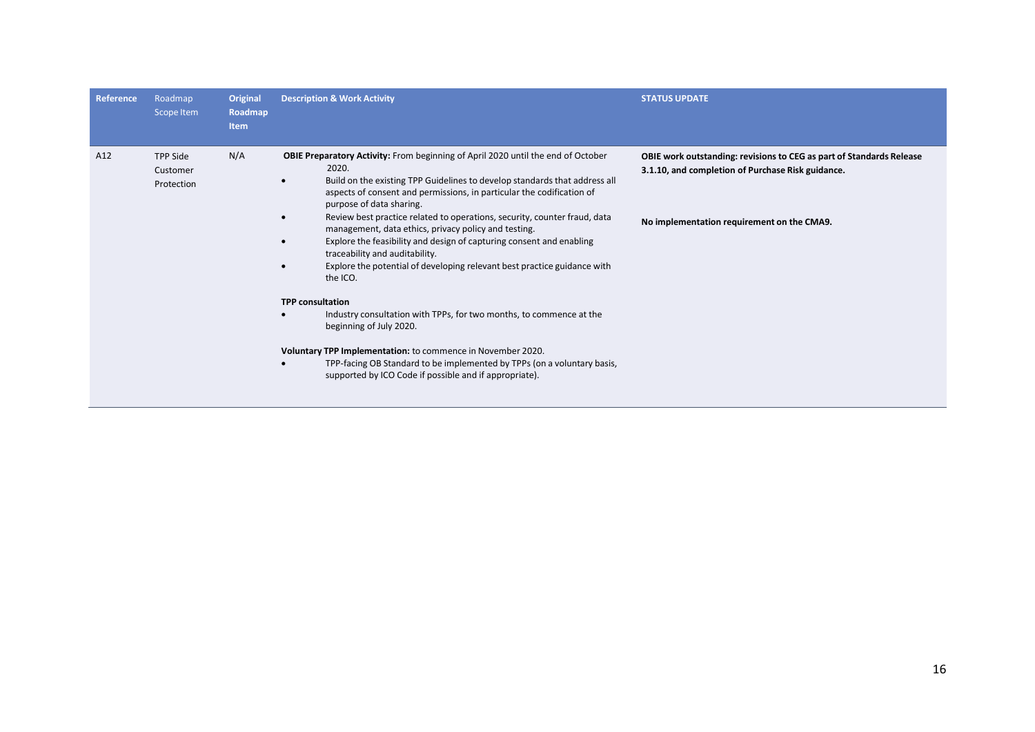| Reference | Roadmap Scope Item | Original Roadmap Item | Description & Work Activity | STATUS UPDATE |
|---|---|---|---|---|
| A12 | TPP Side Customer Protection | N/A | **OBIE Preparatory Activity:** From beginning of April 2020 until the end of October 2020.<br>• Build on the existing TPP Guidelines to develop standards that address all aspects of consent and permissions, in particular the codification of purpose of data sharing.<br>• Review best practice related to operations, security, counter fraud, data management, data ethics, privacy policy and testing.<br>• Explore the feasibility and design of capturing consent and enabling traceability and auditability.<br>• Explore the potential of developing relevant best practice guidance with the ICO.<br><br>**TPP consultation**<br>• Industry consultation with TPPs, for two months, to commence at the beginning of July 2020.<br><br>**Voluntary TPP Implementation:** to commence in November 2020.<br>• TPP-facing OB Standard to be implemented by TPPs (on a voluntary basis, supported by ICO Code if possible and if appropriate). | **OBIE work outstanding: revisions to CEG as part of Standards Release 3.1.10, and completion of Purchase Risk guidance.**<br><br>**No implementation requirement on the CMA9.** |